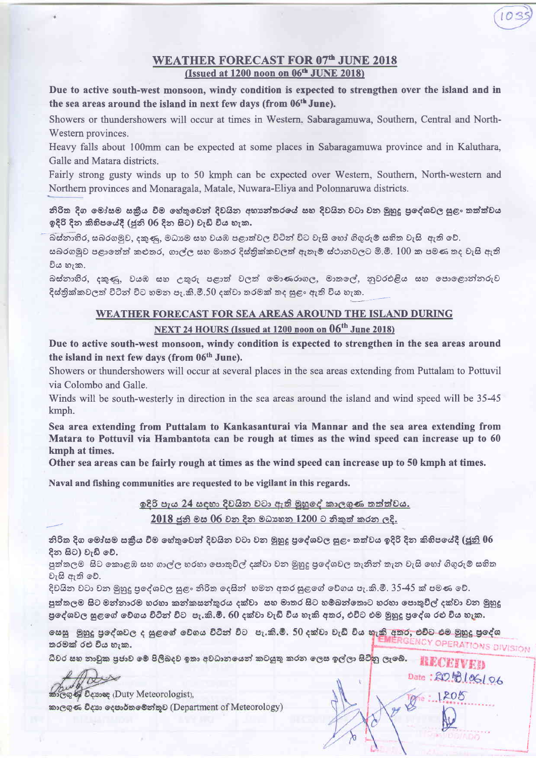## WEATHER FORECAST FOR 07th JUNE 2018

(Issued at 1200 noon on 06th JUNE 2018)

**Due to active south-west monsoon, windy condition is expected to strengthen over the island and in the sea areas around the island in next few days (from 06th June).**

Showers or thundershowers will occur at times in Western, Sabaragamuwa, Southern, Central and North-Western provinces.

Heavy falls about 100mm can be expected at some places in Sabaragamuwa province and in Kaluthara, Galle and Matara districts.

Fairly strong gusty winds up to 50 kmph can be expected over Western, Southern, North-western and Northern provinces and Monaragala, Matale, Nuwara-Eliya and Polonnaruwa districts.

**නිරිත දිග මෝසම සක්‍රිය වීම හේතුවෙන් දිවයින අභ්‍යන්තරයේ සහ දිවයින වටා වන මුහුදු ප්‍රදේශවල සුළං තත්ත්වය ඉදිරි දින කිහිපයේදී (ජුනි 06 දින සිට) වැඩි විය හැක.**

බස්නාහිර, සබරගමුව, දකුණු, මධ්‍යම සහ වයඹ පළාත්වල විටින් විට වැසි හෝ ගිගුරුම් සහිත වැසි ඇති වේ.

සබරගමුව පළාතේත් කළුතර, ගාල්ල සහ මාතර දිස්ත්‍රික්කවලත් ඇතැම් ස්ථානවලට මි.මී. 100 ක පමණ තද වැසි ඇති විය හැක.

බස්නාහිර, දකුණු, වයඹ සහ උතුරු පළාත් වලත් මොණරාගල, මාතලේ, නුවරඑළිය සහ පොළොන්නරුව දිස්ත්‍රික්කවලත් විටින් විට හමන පැ.කි.මී.50 දක්වා තරමක් තද සුළං ඇති විය හැක.

## WEATHER FORECAST FOR SEA AREAS AROUND THE ISLAND DURING NEXT 24 HOURS (Issued at 1200 noon on 06th June 2018)

**Due to active south-west monsoon, windy condition is expected to strengthen in the sea areas around the island in next few days (from 06th June).**

Showers or thundershowers will occur at several places in the sea areas extending from Puttalam to Pottuvil via Colombo and Galle.

Winds will be south-westerly in direction in the sea areas around the island and wind speed will be 35-45 kmph.

**Sea area extending from Puttalam to Kankasanturai via Mannar and the sea area extending from Matara to Pottuvil via Hambantota can be rough at times as the wind speed can increase up to 60 kmph at times.**

**Other sea areas can be fairly rough at times as the wind speed can increase up to 50 kmph at times.**

**Naval and fishing communities are requested to be vigilant in this regards.**

### ඉදිරි පැය 24 සඳහා දිවයින වටා ඇති මුහුදේ කාලගුණ තත්ත්වය.

### 2018 ජුනි මස 06 වන දින මධ්‍යහන 1200 ට නිකුත් කරන ලදි.

**නිරිත දිග මෝසම සක්‍රිය වීම හේතුවෙන් දිවයින වටා වන මුහුදු ප්‍රදේශවල සුළං තත්වය ඉදිරි දින කිහිපයේදී (ජුනි 06 දින සිට) වැඩි වේ.**

පුත්තලම සිට කොළඹ සහ ගාල්ල හරහා පොතුවිල් දක්වා වන මුහුදු ප්‍රදේශවල තැනින් තැන වැසි හෝ ගිගුරුම් සහිත වැසි ඇති වේ.

දිවයින වටා වන මුහුදු ප්‍රදේශවල සුළං නිරිත දෙසින් හමන අතර සුළඟේ වේගය පැ.කි.මී. 35-45 ක් පමණ වේ.

**පුත්තලම සිට මන්නාරම හරහා කන්කසන්තුරය දක්වා සහ මාතර සිට හම්බන්තොට හරහා පොතුවිල් දක්වා වන මුහුදු ප්‍රදේශවල සුළඟේ වේගය විටින් විට පැ.කි.මී. 60 දක්වා වැඩි විය හැකි අතර, එවිට එම මුහුදු ප්‍රදේශ රළු විය හැක.**

**සෙසු මුහුදු ප්‍රදේශවල ද සුළඟේ වේගය විටින් විට පැ.කි.මී. 50 දක්වා වැඩි විය හැකි අතර, එවිට එම මුහුදු ප්‍රදේශ තරමක් රළු විය හැක.**

**ධීවර සහ නාවුක ප්‍රජාව මේ පිළිබඳව ඉතා අවධානයෙන් කටයුතු කරන ලෙස ඉල්ලා සිටිනු ලැබේ.**

කාලගුණ විද්‍යාඥ (Duty Meteorologist),
කාලගුණ විද්‍යා දෙපාර්තමේන්තුව (Department of Meteorology)

EMERGENCY OPERATIONS DIVISION
RECEIVED
Date : 2018/06/06
Time : 1205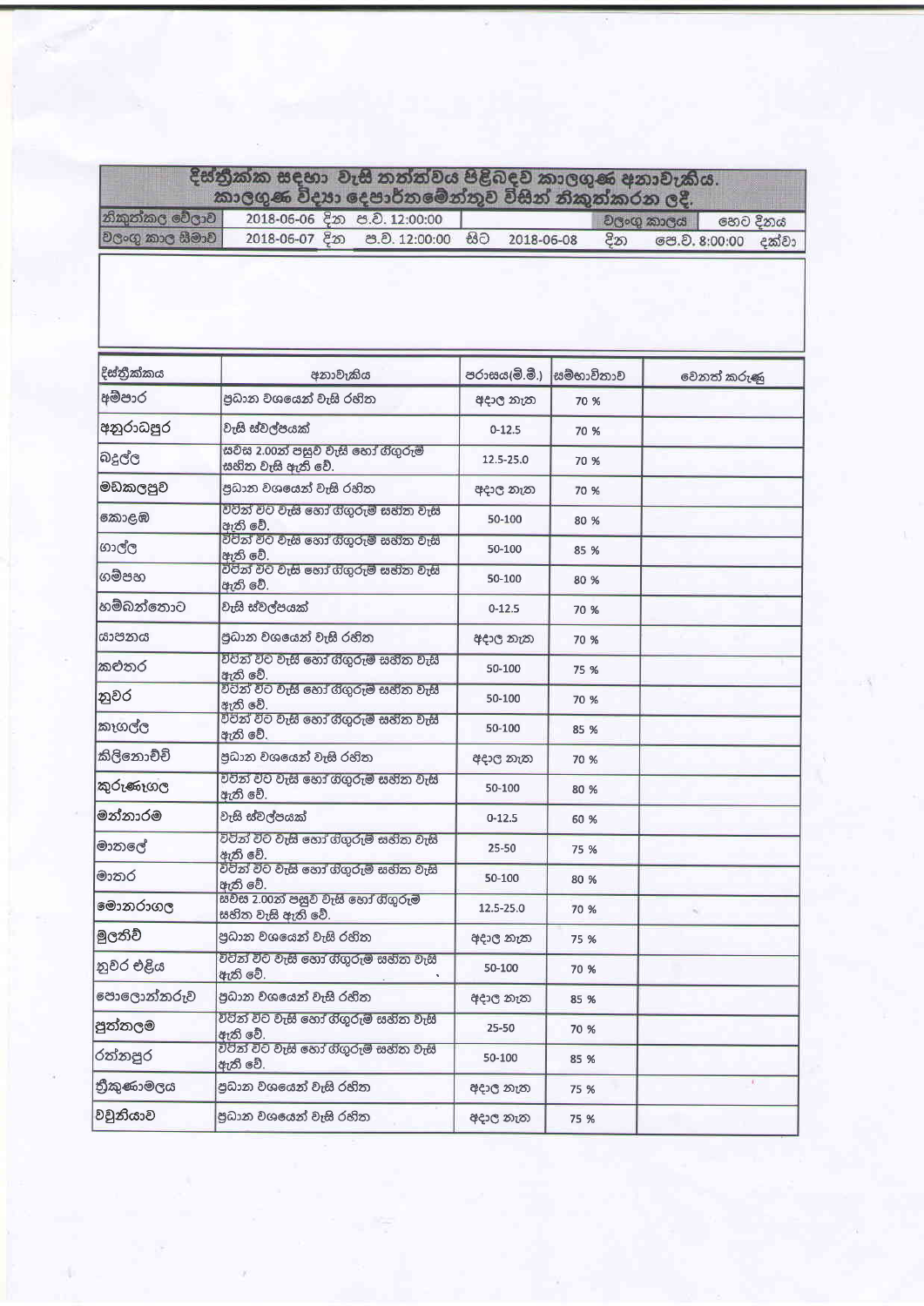# දිස්ත්‍රික්ක සඳහා වැසි තත්ත්වය පිළිබඳව කාලගුණ අනාවැකිය.
## කාලගුණ විද්‍යා දෙපාර්තමේන්තුව විසින් නිකුත්කරන ලදී.

| නිකුත්කල වේලාව | 2018-06-06 දින ප.ව. 12:00:00 | | | වලංගු කාලය | හෙට දිනය |
|---|---|---|---|---|---|
| වලංගු කාල සීමාව | 2018-06-07 දින පෙ.ව. 12:00:00 | සිට | 2018-06-08 | දින | පෙ.ව. 8:00:00 දක්වා |

| දිස්ත්‍රික්කය | අනාවැකිය | පරාසය(මි.මී.) | සම්භාවිතාව | වෙනත් කරුණු |
|---|---|---|---|---|
| අම්පාර | ප්‍රධාන වශයෙන් වැසි රහිත | අදාල නැත | 70 % | |
| අනුරාධපුර | වැසි ස්වල්පයක් | 0-12.5 | 70 % | |
| බදුල්ල | සවස 2.00න් පසුව වැසි හෝ ගිගුරුම් සහිත වැසි ඇති වේ. | 12.5-25.0 | 70 % | |
| මඩකලපුව | ප්‍රධාන වශයෙන් වැසි රහිත | අදාල නැත | 70 % | |
| කොළඹ | විටින් විට වැසි හෝ ගිගුරුම් සහිත වැසි ඇති වේ. | 50-100 | 80 % | |
| ගාල්ල | විටින් විට වැසි හෝ ගිගුරුම් සහිත වැසි ඇති වේ. | 50-100 | 85 % | |
| ගම්පහ | විටින් විට වැසි හෝ ගිගුරුම් සහිත වැසි ඇති වේ. | 50-100 | 80 % | |
| හම්බන්තොට | වැසි ස්වල්පයක් | 0-12.5 | 70 % | |
| යාපනය | ප්‍රධාන වශයෙන් වැසි රහිත | අදාල නැත | 70 % | |
| කළුතර | විටින් විට වැසි හෝ ගිගුරුම් සහිත වැසි ඇති වේ. | 50-100 | 75 % | |
| නුවර | විටින් විට වැසි හෝ ගිගුරුම් සහිත වැසි ඇති වේ. | 50-100 | 70 % | |
| කෑගල්ල | විටින් විට වැසි හෝ ගිගුරුම් සහිත වැසි ඇති වේ. | 50-100 | 85 % | |
| කිලිනොච්චි | ප්‍රධාන වශයෙන් වැසි රහිත | අදාල නැත | 70 % | |
| කුරුණෑගල | විටින් විට වැසි හෝ ගිගුරුම් සහිත වැසි ඇති වේ. | 50-100 | 80 % | |
| මන්නාරම | වැසි ස්වල්පයක් | 0-12.5 | 60 % | |
| මාතලේ | විටින් විට වැසි හෝ ගිගුරුම් සහිත වැසි ඇති වේ. | 25-50 | 75 % | |
| මාතර | විටින් විට වැසි හෝ ගිගුරුම් සහිත වැසි ඇති වේ. | 50-100 | 80 % | |
| මොනරාගල | සවස 2.00න් පසුව වැසි හෝ ගිගුරුම් සහිත වැසි ඇති වේ. | 12.5-25.0 | 70 % | |
| මුලතිව් | ප්‍රධාන වශයෙන් වැසි රහිත | අදාල නැත | 75 % | |
| නුවර එළිය | විටින් විට වැසි හෝ ගිගුරුම් සහිත වැසි ඇති වේ. | 50-100 | 70 % | |
| පොලොන්නරුව | ප්‍රධාන වශයෙන් වැසි රහිත | අදාල නැත | 85 % | |
| පුත්තලම | විටින් විට වැසි හෝ ගිගුරුම් සහිත වැසි ඇති වේ. | 25-50 | 70 % | |
| රත්නපුර | විටින් විට වැසි හෝ ගිගුරුම් සහිත වැසි ඇති වේ. | 50-100 | 85 % | |
| ත්‍රිකුණාමලය | ප්‍රධාන වශයෙන් වැසි රහිත | අදාල නැත | 75 % | |
| වවුනියාව | ප්‍රධාන වශයෙන් වැසි රහිත | අදාල නැත | 75 % | |